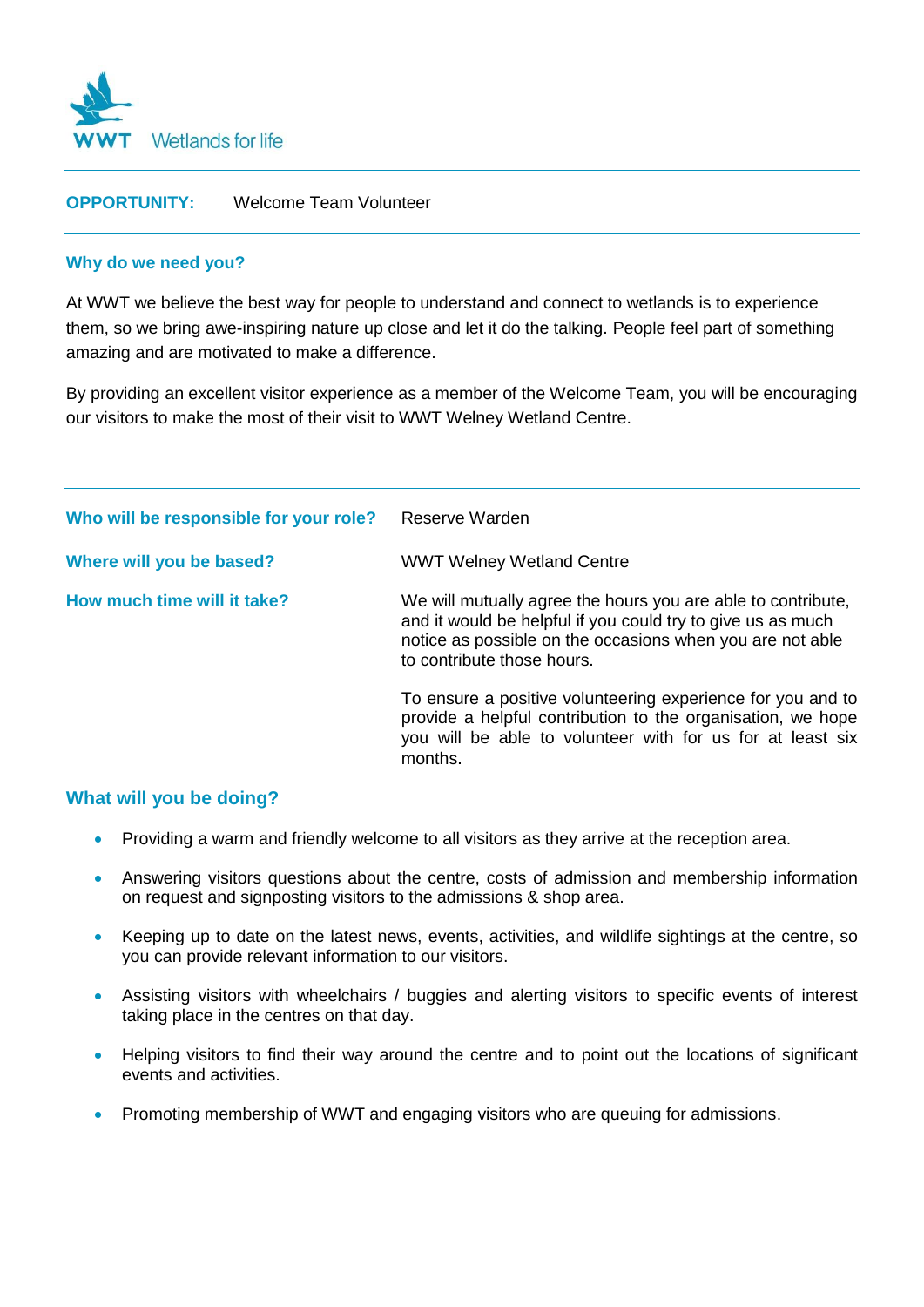WWT Wetlands for life

**OPPORTUNITY:** Welcome Team Volunteer

## Why do we need you?

At WWT we believe the best way for people to understand and connect to wetlands is to experience them, so we bring awe-inspiring nature up close and let it do the talking. People feel part of something amazing and are motivated to make a difference.

By providing an excellent visitor experience as a member of the Welcome Team, you will be encouraging our visitors to make the most of their visit to WWT Welney Wetland Centre.

**Who will be responsible for your role?** Reserve Warden

**Where will you be based?** WWT Welney Wetland Centre

**How much time will it take?** We will mutually agree the hours you are able to contribute, and it would be helpful if you could try to give us as much notice as possible on the occasions when you are not able to contribute those hours.

To ensure a positive volunteering experience for you and to provide a helpful contribution to the organisation, we hope you will be able to volunteer with for us for at least six months.

## What will you be doing?

- Providing a warm and friendly welcome to all visitors as they arrive at the reception area.
- Answering visitors questions about the centre, costs of admission and membership information on request and signposting visitors to the admissions & shop area.
- Keeping up to date on the latest news, events, activities, and wildlife sightings at the centre, so you can provide relevant information to our visitors.
- Assisting visitors with wheelchairs / buggies and alerting visitors to specific events of interest taking place in the centres on that day.
- Helping visitors to find their way around the centre and to point out the locations of significant events and activities.
- Promoting membership of WWT and engaging visitors who are queuing for admissions.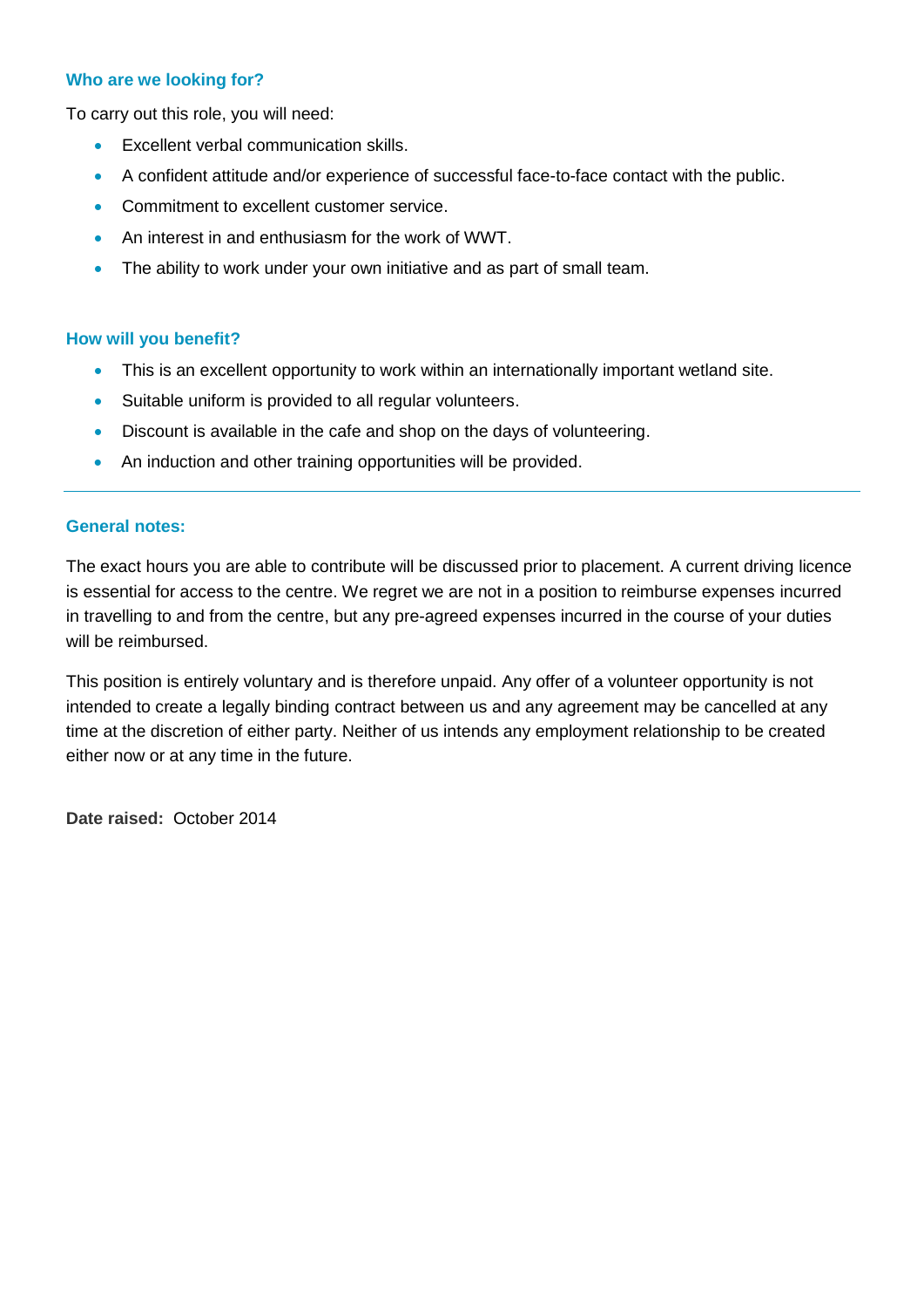### Who are we looking for?

To carry out this role, you will need:

- Excellent verbal communication skills.
- A confident attitude and/or experience of successful face-to-face contact with the public.
- Commitment to excellent customer service.
- An interest in and enthusiasm for the work of WWT.
- The ability to work under your own initiative and as part of small team.

### How will you benefit?

- This is an excellent opportunity to work within an internationally important wetland site.
- Suitable uniform is provided to all regular volunteers.
- Discount is available in the cafe and shop on the days of volunteering.
- An induction and other training opportunities will be provided.

---

### General notes:

The exact hours you are able to contribute will be discussed prior to placement. A current driving licence is essential for access to the centre. We regret we are not in a position to reimburse expenses incurred in travelling to and from the centre, but any pre-agreed expenses incurred in the course of your duties will be reimbursed.

This position is entirely voluntary and is therefore unpaid. Any offer of a volunteer opportunity is not intended to create a legally binding contract between us and any agreement may be cancelled at any time at the discretion of either party. Neither of us intends any employment relationship to be created either now or at any time in the future.

**Date raised:** October 2014